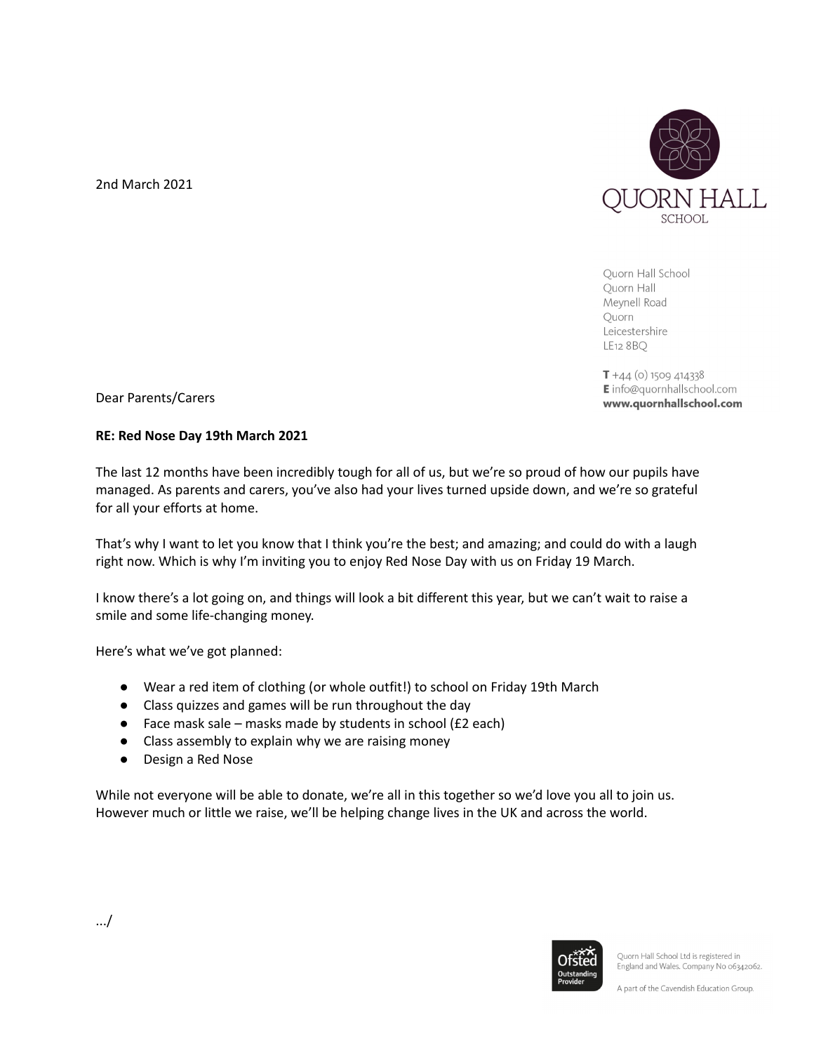2nd March 2021

QUORN HALL SCHOOL

Quorn Hall School
Quorn Hall
Meynell Road
Quorn
Leicestershire
LE12 8BQ

**T** +44 (0) 1509 414338
**E** info@quornhallschool.com
**www.quornhallschool.com**

Dear Parents/Carers

**RE: Red Nose Day 19th March 2021**

The last 12 months have been incredibly tough for all of us, but we're so proud of how our pupils have managed. As parents and carers, you've also had your lives turned upside down, and we're so grateful for all your efforts at home.

That's why I want to let you know that I think you're the best; and amazing; and could do with a laugh right now. Which is why I'm inviting you to enjoy Red Nose Day with us on Friday 19 March.

I know there's a lot going on, and things will look a bit different this year, but we can't wait to raise a smile and some life-changing money.

Here's what we've got planned:

- Wear a red item of clothing (or whole outfit!) to school on Friday 19th March
- Class quizzes and games will be run throughout the day
- Face mask sale – masks made by students in school (£2 each)
- Class assembly to explain why we are raising money
- Design a Red Nose

While not everyone will be able to donate, we're all in this together so we'd love you all to join us. However much or little we raise, we'll be helping change lives in the UK and across the world.

.../

Ofsted Outstanding Provider

Quorn Hall School Ltd is registered in England and Wales. Company No 06342062.

A part of the Cavendish Education Group.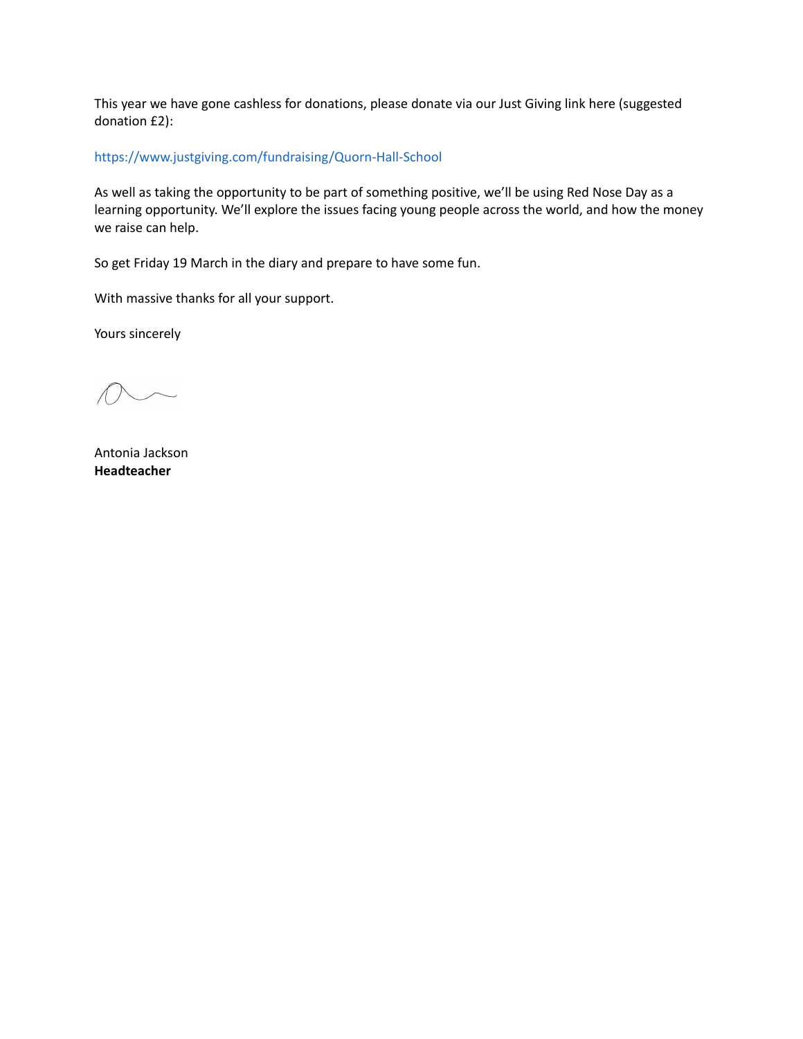This year we have gone cashless for donations, please donate via our Just Giving link here (suggested donation £2):

https://www.justgiving.com/fundraising/Quorn-Hall-School

As well as taking the opportunity to be part of something positive, we'll be using Red Nose Day as a learning opportunity. We'll explore the issues facing young people across the world, and how the money we raise can help.

So get Friday 19 March in the diary and prepare to have some fun.

With massive thanks for all your support.

Yours sincerely

Antonia Jackson
**Headteacher**